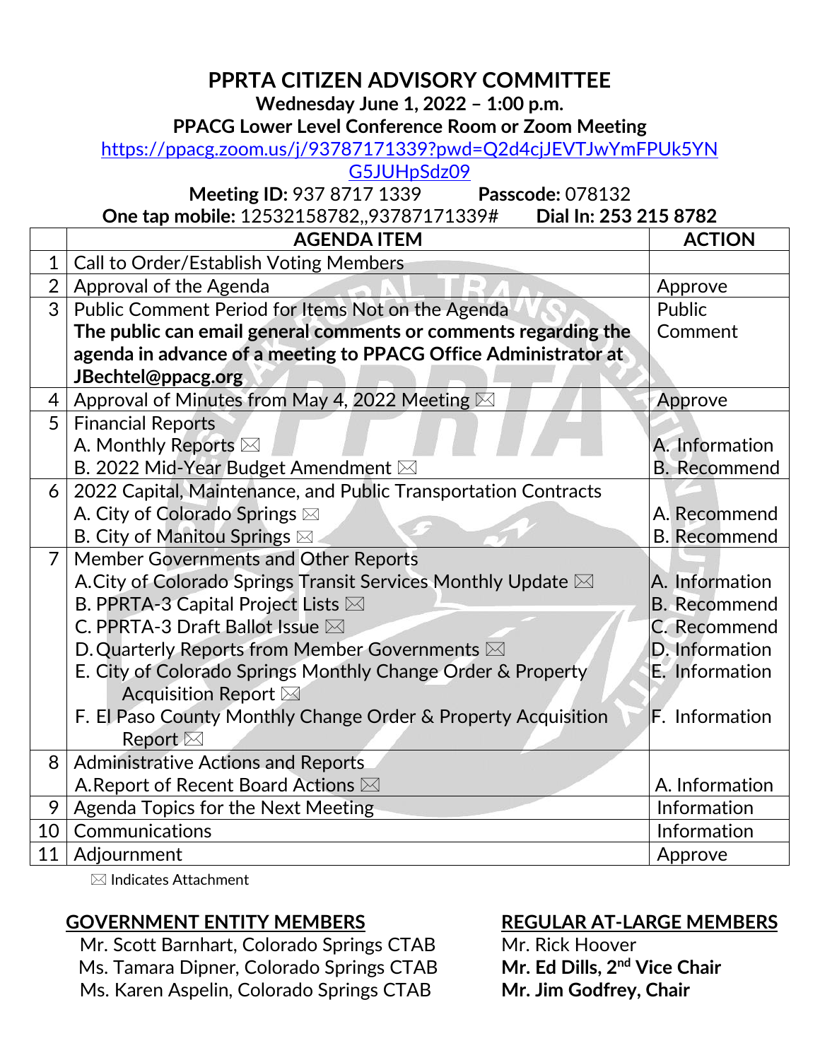# PPRTA CITIZEN ADVISORY COMMITTEE

**Wednesday June 1, 2022 – 1:00 p.m.**

**PPACG Lower Level Conference Room or Zoom Meeting**

https://ppacg.zoom.us/j/93787171339?pwd=Q2d4cjJEVTJwYmFPUk5YNG5JUHpSdz09

**Meeting ID:** 937 8717 1339 **Passcode:** 078132

**One tap mobile:** 12532158782,,93787171339# **Dial In: 253 215 8782**

| | AGENDA ITEM | ACTION |
|---|---|---|
| 1 | Call to Order/Establish Voting Members | |
| 2 | Approval of the Agenda | Approve |
| 3 | Public Comment Period for Items Not on the Agenda<br>**The public can email general comments or comments regarding the agenda in advance of a meeting to PPACG Office Administrator at JBechtel@ppacg.org** | Public Comment |
| 4 | Approval of Minutes from May 4, 2022 Meeting ✉ | Approve |
| 5 | Financial Reports<br>A. Monthly Reports ✉<br>B. 2022 Mid-Year Budget Amendment ✉ | <br>A. Information<br>B. Recommend |
| 6 | 2022 Capital, Maintenance, and Public Transportation Contracts<br>A. City of Colorado Springs ✉<br>B. City of Manitou Springs ✉ | <br>A. Recommend<br>B. Recommend |
| 7 | Member Governments and Other Reports<br>A. City of Colorado Springs Transit Services Monthly Update ✉<br>B. PPRTA-3 Capital Project Lists ✉<br>C. PPRTA-3 Draft Ballot Issue ✉<br>D. Quarterly Reports from Member Governments ✉<br>E. City of Colorado Springs Monthly Change Order & Property Acquisition Report ✉<br>F. El Paso County Monthly Change Order & Property Acquisition Report ✉ | <br>A. Information<br>B. Recommend<br>C. Recommend<br>D. Information<br>E. Information<br>F. Information |
| 8 | Administrative Actions and Reports<br>A. Report of Recent Board Actions ✉ | <br>A. Information |
| 9 | Agenda Topics for the Next Meeting | Information |
| 10 | Communications | Information |
| 11 | Adjournment | Approve |

✉ Indicates Attachment

**GOVERNMENT ENTITY MEMBERS**

Mr. Scott Barnhart, Colorado Springs CTAB
Ms. Tamara Dipner, Colorado Springs CTAB
Ms. Karen Aspelin, Colorado Springs CTAB

**REGULAR AT-LARGE MEMBERS**

Mr. Rick Hoover
**Mr. Ed Dills, 2nd Vice Chair**
**Mr. Jim Godfrey, Chair**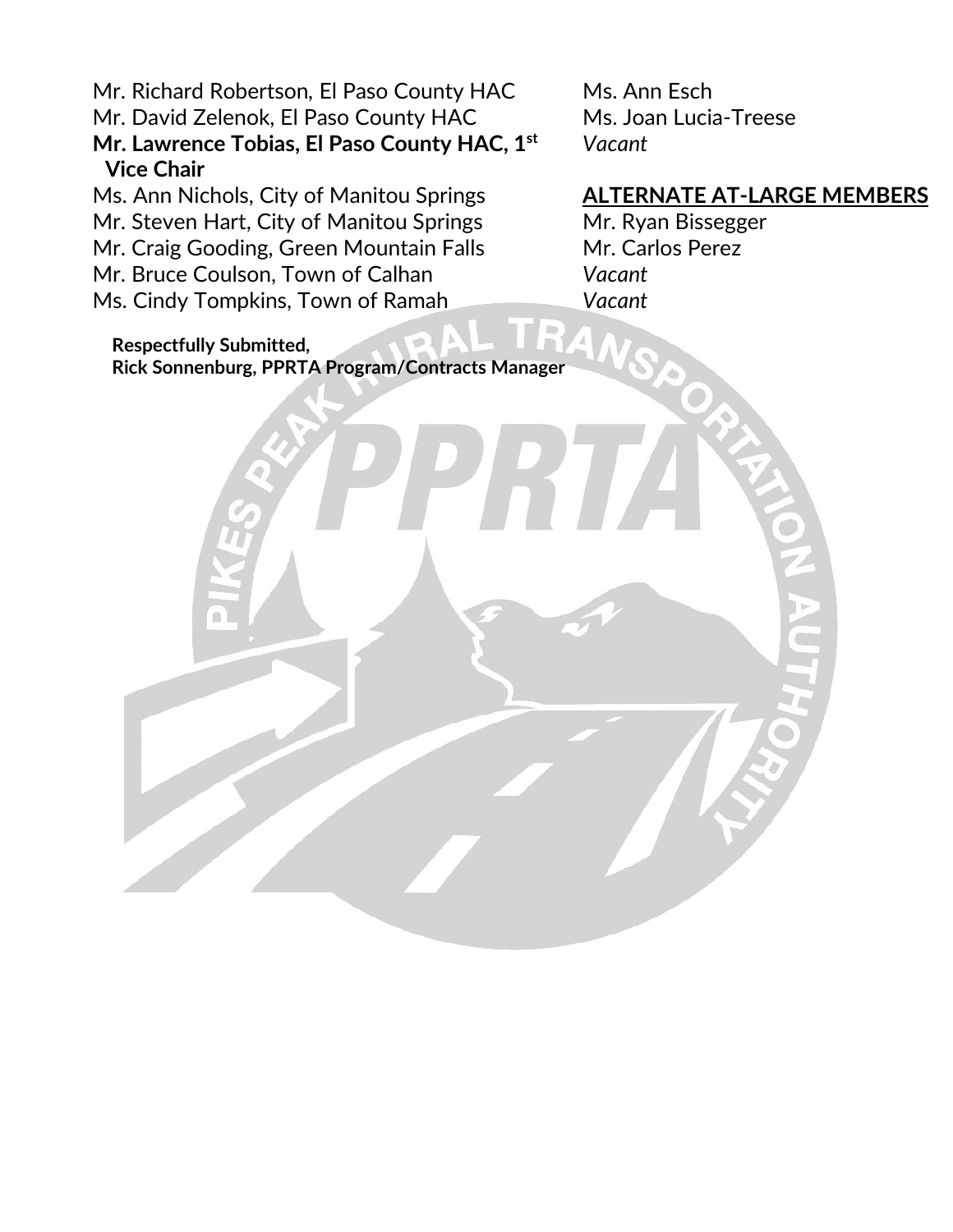Mr. Richard Robertson, El Paso County HAC
Mr. David Zelenok, El Paso County HAC
**Mr. Lawrence Tobias, El Paso County HAC, 1st Vice Chair**
Ms. Ann Nichols, City of Manitou Springs
Mr. Steven Hart, City of Manitou Springs
Mr. Craig Gooding, Green Mountain Falls
Mr. Bruce Coulson, Town of Calhan
Ms. Cindy Tompkins, Town of Ramah

Ms. Ann Esch
Ms. Joan Lucia-Treese
*Vacant*

**ALTERNATE AT-LARGE MEMBERS**
Mr. Ryan Bissegger
Mr. Carlos Perez
*Vacant*
*Vacant*

**Respectfully Submitted,**
**Rick Sonnenburg, PPRTA Program/Contracts Manager**